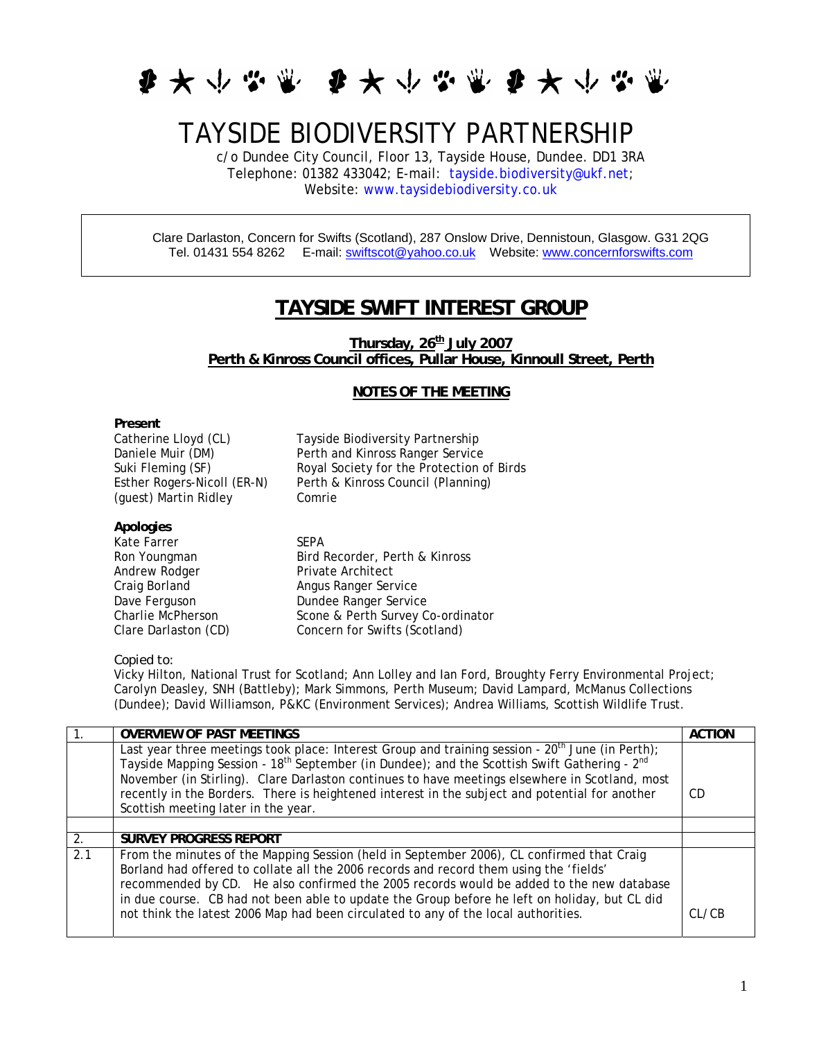# TAYSIDE BIODIVERSITY PARTNERSHIP

c/o Dundee City Council, Floor 13, Tayside House, Dundee. DD1 3RA
Telephone: 01382 433042; E-mail: tayside.biodiversity@ukf.net;
Website: www.taysidebiodiversity.co.uk

Clare Darlaston, Concern for Swifts (Scotland), 287 Onslow Drive, Dennistoun, Glasgow. G31 2QG
Tel. 01431 554 8262 E-mail: swiftscot@yahoo.co.uk Website: www.concernforswifts.com

## TAYSIDE SWIFT INTEREST GROUP

**Thursday, 26th July 2007**
**Perth & Kinross Council offices, Pullar House, Kinnoull Street, Perth**

### NOTES OF THE MEETING

**Present**

| | |
|---|---|
| Catherine Lloyd (CL) | Tayside Biodiversity Partnership |
| Daniele Muir (DM) | Perth and Kinross Ranger Service |
| Suki Fleming (SF) | Royal Society for the Protection of Birds |
| Esther Rogers-Nicoll (ER-N) | Perth & Kinross Council (Planning) |
| (guest) Martin Ridley | Comrie |

**Apologies**

| | |
|---|---|
| Kate Farrer | SEPA |
| Ron Youngman | Bird Recorder, Perth & Kinross |
| Andrew Rodger | Private Architect |
| Craig Borland | Angus Ranger Service |
| Dave Ferguson | Dundee Ranger Service |
| Charlie McPherson | Scone & Perth Survey Co-ordinator |
| Clare Darlaston (CD) | Concern for Swifts (Scotland) |

Copied to:
Vicky Hilton, National Trust for Scotland; Ann Lolley and Ian Ford, Broughty Ferry Environmental Project; Carolyn Deasley, SNH (Battleby); Mark Simmons, Perth Museum; David Lampard, McManus Collections (Dundee); David Williamson, P&KC (Environment Services); Andrea Williams, Scottish Wildlife Trust.

| 1. | **OVERVIEW OF PAST MEETINGS** | **ACTION** |
|---|---|---|
| | Last year three meetings took place: Interest Group and training session - 20th June (in Perth); Tayside Mapping Session - 18th September (in Dundee); and the Scottish Swift Gathering - 2nd November (in Stirling). Clare Darlaston continues to have meetings elsewhere in Scotland, most recently in the Borders. There is heightened interest in the subject and potential for another Scottish meeting later in the year. | CD |
| | | |
| 2. | **SURVEY PROGRESS REPORT** | |
| 2.1 | From the minutes of the Mapping Session (held in September 2006), CL confirmed that Craig Borland had offered to collate all the 2006 records and record them using the 'fields' recommended by CD. He also confirmed the 2005 records would be added to the new database in due course. CB had not been able to update the Group before he left on holiday, but CL did not think the latest 2006 Map had been circulated to any of the local authorities. | CL/CB |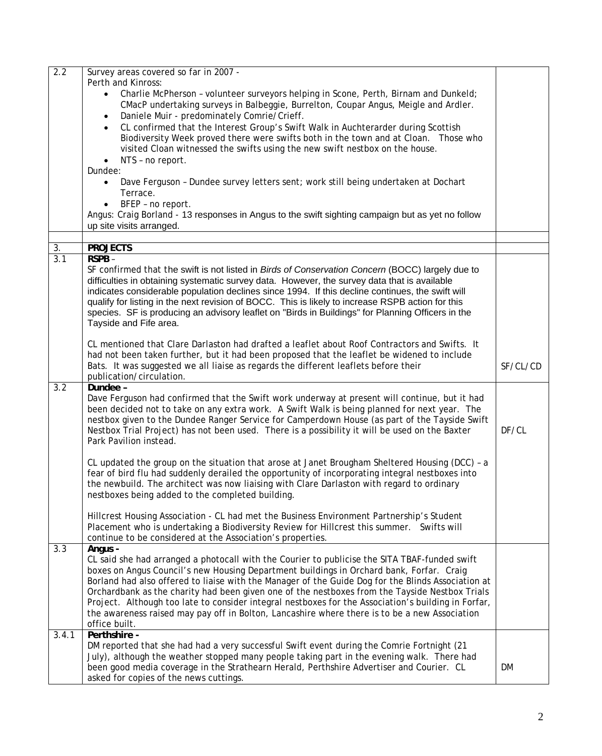| | | |
|---|---|---|
| 2.2 | Survey areas covered so far in 2007 -<br>Perth and Kinross:<br>• Charlie McPherson – volunteer surveyors helping in Scone, Perth, Birnam and Dunkeld; CMacP undertaking surveys in Balbeggie, Burrelton, Coupar Angus, Meigle and Ardler.<br>• Daniele Muir - predominately Comrie/Crieff.<br>• CL confirmed that the Interest Group's Swift Walk in Auchterarder during Scottish Biodiversity Week proved there were swifts both in the town and at Cloan. Those who visited Cloan witnessed the swifts using the new swift nestbox on the house.<br>• NTS – no report.<br>Dundee:<br>• Dave Ferguson – Dundee survey letters sent; work still being undertaken at Dochart Terrace.<br>• BFEP – no report.<br>Angus: Craig Borland - 13 responses in Angus to the swift sighting campaign but as yet no follow up site visits arranged. | |
| | | |
| 3. | **PROJECTS** | |
| 3.1 | **RSPB** –<br>SF confirmed that the swift is not listed in *Birds of Conservation Concern* (BOCC) largely due to difficulties in obtaining systematic survey data. However, the survey data that is available indicates considerable population declines since 1994. If this decline continues, the swift will qualify for listing in the next revision of BOCC. This is likely to increase RSPB action for this species. SF is producing an advisory leaflet on "Birds in Buildings" for Planning Officers in the Tayside and Fife area.<br><br>CL mentioned that Clare Darlaston had drafted a leaflet about Roof Contractors and Swifts. It had not been taken further, but it had been proposed that the leaflet be widened to include Bats. It was suggested we all liaise as regards the different leaflets before their publication/circulation. | SF/CL/CD |
| 3.2 | **Dundee** –<br>Dave Ferguson had confirmed that the Swift work underway at present will continue, but it had been decided not to take on any extra work. A Swift Walk is being planned for next year. The nestbox given to the Dundee Ranger Service for Camperdown House (as part of the Tayside Swift Nestbox Trial Project) has not been used. There is a possibility it will be used on the Baxter Park Pavilion instead.<br><br>CL updated the group on the situation that arose at Janet Brougham Sheltered Housing (DCC) – a fear of bird flu had suddenly derailed the opportunity of incorporating integral nestboxes into the newbuild. The architect was now liaising with Clare Darlaston with regard to ordinary nestboxes being added to the completed building.<br><br>Hillcrest Housing Association - CL had met the Business Environment Partnership's Student Placement who is undertaking a Biodiversity Review for Hillcrest this summer. Swifts will continue to be considered at the Association's properties. | DF/CL |
| 3.3 | **Angus -**<br>CL said she had arranged a photocall with the Courier to publicise the SITA TBAF-funded swift boxes on Angus Council's new Housing Department buildings in Orchard bank, Forfar. Craig Borland had also offered to liaise with the Manager of the Guide Dog for the Blinds Association at Orchardbank as the charity had been given one of the nestboxes from the Tayside Nestbox Trials Project. Although too late to consider integral nestboxes for the Association's building in Forfar, the awareness raised may pay off in Bolton, Lancashire where there is to be a new Association office built. | |
| 3.4.1 | **Perthshire -**<br>DM reported that she had had a very successful Swift event during the Comrie Fortnight (21 July), although the weather stopped many people taking part in the evening walk. There had been good media coverage in the Strathearn Herald, Perthshire Advertiser and Courier. CL asked for copies of the news cuttings. | DM |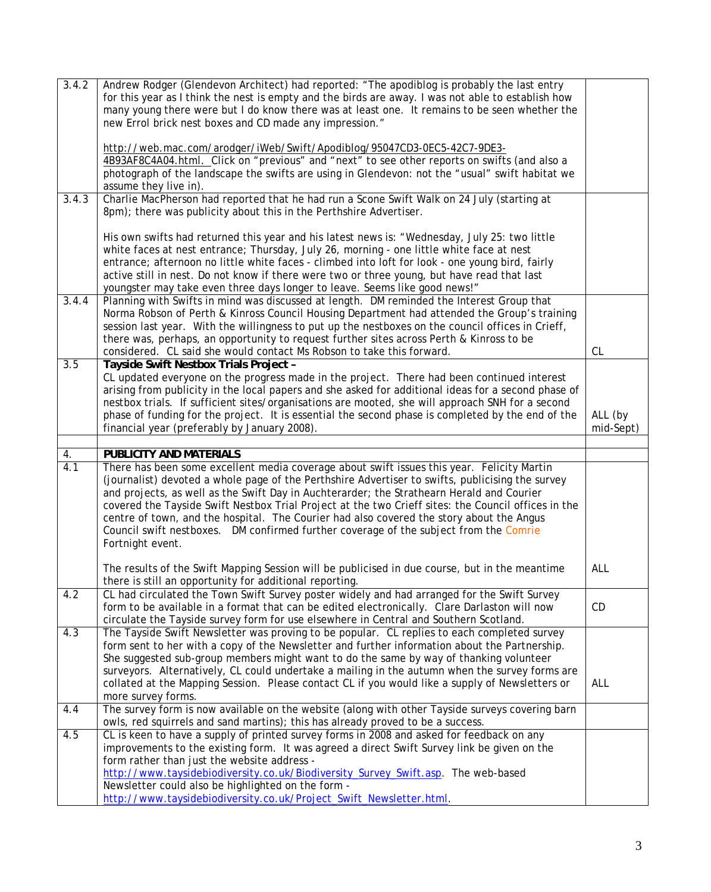| | | |
|---|---|---|
| 3.4.2 | Andrew Rodger (Glendevon Architect) had reported: "The apodiblog is probably the last entry for this year as I think the nest is empty and the birds are away. I was not able to establish how many young there were but I do know there was at least one. It remains to be seen whether the new Errol brick nest boxes and CD made any impression."<br><br>http://web.mac.com/arodger/iWeb/Swift/Apodiblog/95047CD3-0EC5-42C7-9DE3-4B93AF8C4A04.html. Click on "previous" and "next" to see other reports on swifts (and also a photograph of the landscape the swifts are using in Glendevon: not the "usual" swift habitat we assume they live in). | |
| 3.4.3 | Charlie MacPherson had reported that he had run a Scone Swift Walk on 24 July (starting at 8pm); there was publicity about this in the Perthshire Advertiser.<br><br>His own swifts had returned this year and his latest news is: "Wednesday, July 25: two little white faces at nest entrance; Thursday, July 26, morning - one little white face at nest entrance; afternoon no little white faces - climbed into loft for look - one young bird, fairly active still in nest. Do not know if there were two or three young, but have read that last youngster may take even three days longer to leave. Seems like good news!" | |
| 3.4.4 | Planning with Swifts in mind was discussed at length. DM reminded the Interest Group that Norma Robson of Perth & Kinross Council Housing Department had attended the Group's training session last year. With the willingness to put up the nestboxes on the council offices in Crieff, there was, perhaps, an opportunity to request further sites across Perth & Kinross to be considered. CL said she would contact Ms Robson to take this forward. | CL |
| 3.5 | **Tayside Swift Nestbox Trials Project –**<br>CL updated everyone on the progress made in the project. There had been continued interest arising from publicity in the local papers and she asked for additional ideas for a second phase of nestbox trials. If sufficient sites/organisations are mooted, she will approach SNH for a second phase of funding for the project. It is essential the second phase is completed by the end of the financial year (preferably by January 2008). | ALL (by mid-Sept) |
| | | |
| 4. | **PUBLICITY AND MATERIALS** | |
| 4.1 | There has been some excellent media coverage about swift issues this year. Felicity Martin (journalist) devoted a whole page of the Perthshire Advertiser to swifts, publicising the survey and projects, as well as the Swift Day in Auchterarder; the Strathearn Herald and Courier covered the Tayside Swift Nestbox Trial Project at the two Crieff sites: the Council offices in the centre of town, and the hospital. The Courier had also covered the story about the Angus Council swift nestboxes. DM confirmed further coverage of the subject from the Comrie Fortnight event.<br><br>The results of the Swift Mapping Session will be publicised in due course, but in the meantime there is still an opportunity for additional reporting. | ALL |
| 4.2 | CL had circulated the Town Swift Survey poster widely and had arranged for the Swift Survey form to be available in a format that can be edited electronically. Clare Darlaston will now circulate the Tayside survey form for use elsewhere in Central and Southern Scotland. | CD |
| 4.3 | The Tayside Swift Newsletter was proving to be popular. CL replies to each completed survey form sent to her with a copy of the Newsletter and further information about the Partnership. She suggested sub-group members might want to do the same by way of thanking volunteer surveyors. Alternatively, CL could undertake a mailing in the autumn when the survey forms are collated at the Mapping Session. Please contact CL if you would like a supply of Newsletters or more survey forms. | ALL |
| 4.4 | The survey form is now available on the website (along with other Tayside surveys covering barn owls, red squirrels and sand martins); this has already proved to be a success. | |
| 4.5 | CL is keen to have a supply of printed survey forms in 2008 and asked for feedback on any improvements to the existing form. It was agreed a direct Swift Survey link be given on the form rather than just the website address - http://www.taysidebiodiversity.co.uk/Biodiversity_Survey_Swift.asp. The web-based Newsletter could also be highlighted on the form - http://www.taysidebiodiversity.co.uk/Project_Swift_Newsletter.html. | |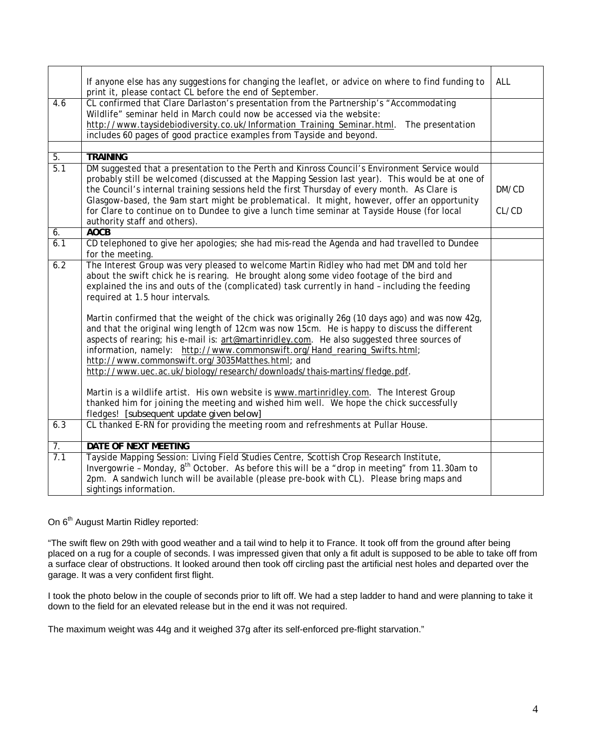| | | |
|---|---|---|
| | If anyone else has any suggestions for changing the leaflet, or advice on where to find funding to print it, please contact CL before the end of September. | ALL |
| 4.6 | CL confirmed that Clare Darlaston's presentation from the Partnership's "Accommodating Wildlife" seminar held in March could now be accessed via the website: http://www.taysidebiodiversity.co.uk/Information_Training_Seminar.html. The presentation includes 60 pages of good practice examples from Tayside and beyond. | |
| | | |
| 5. | **TRAINING** | |
| 5.1 | DM suggested that a presentation to the Perth and Kinross Council's Environment Service would probably still be welcomed (discussed at the Mapping Session last year). This would be at one of the Council's internal training sessions held the first Thursday of every month. As Clare is Glasgow-based, the 9am start might be problematical. It might, however, offer an opportunity for Clare to continue on to Dundee to give a lunch time seminar at Tayside House (for local authority staff and others). | DM/CD<br><br>CL/CD |
| 6. | **AOCB** | |
| 6.1 | CD telephoned to give her apologies; she had mis-read the Agenda and had travelled to Dundee for the meeting. | |
| 6.2 | The Interest Group was very pleased to welcome Martin Ridley who had met DM and told her about the swift chick he is rearing. He brought along some video footage of the bird and explained the ins and outs of the (complicated) task currently in hand – including the feeding required at 1.5 hour intervals.<br><br>Martin confirmed that the weight of the chick was originally 26g (10 days ago) and was now 42g, and that the original wing length of 12cm was now 15cm. He is happy to discuss the different aspects of rearing; his e-mail is: art@martinridley.com. He also suggested three sources of information, namely: http://www.commonswift.org/Hand_rearing_Swifts.html; http://www.commonswift.org/3035Matthes.html; and http://www.uec.ac.uk/biology/research/downloads/thais-martins/fledge.pdf.<br><br>Martin is a wildlife artist. His own website is www.martinridley.com. The Interest Group thanked him for joining the meeting and wished him well. We hope the chick successfully fledges! [subsequent update given below] | |
| 6.3 | CL thanked E-RN for providing the meeting room and refreshments at Pullar House. | |
| 7. | **DATE OF NEXT MEETING** | |
| 7.1 | Tayside Mapping Session: Living Field Studies Centre, Scottish Crop Research Institute, Invergowrie – Monday, 8th October. As before this will be a "drop in meeting" from 11.30am to 2pm. A sandwich lunch will be available (please pre-book with CL). Please bring maps and sightings information. | |

On 6th August Martin Ridley reported:

"The swift flew on 29th with good weather and a tail wind to help it to France. It took off from the ground after being placed on a rug for a couple of seconds. I was impressed given that only a fit adult is supposed to be able to take off from a surface clear of obstructions. It looked around then took off circling past the artificial nest holes and departed over the garage. It was a very confident first flight.

I took the photo below in the couple of seconds prior to lift off. We had a step ladder to hand and were planning to take it down to the field for an elevated release but in the end it was not required.

The maximum weight was 44g and it weighed 37g after its self-enforced pre-flight starvation."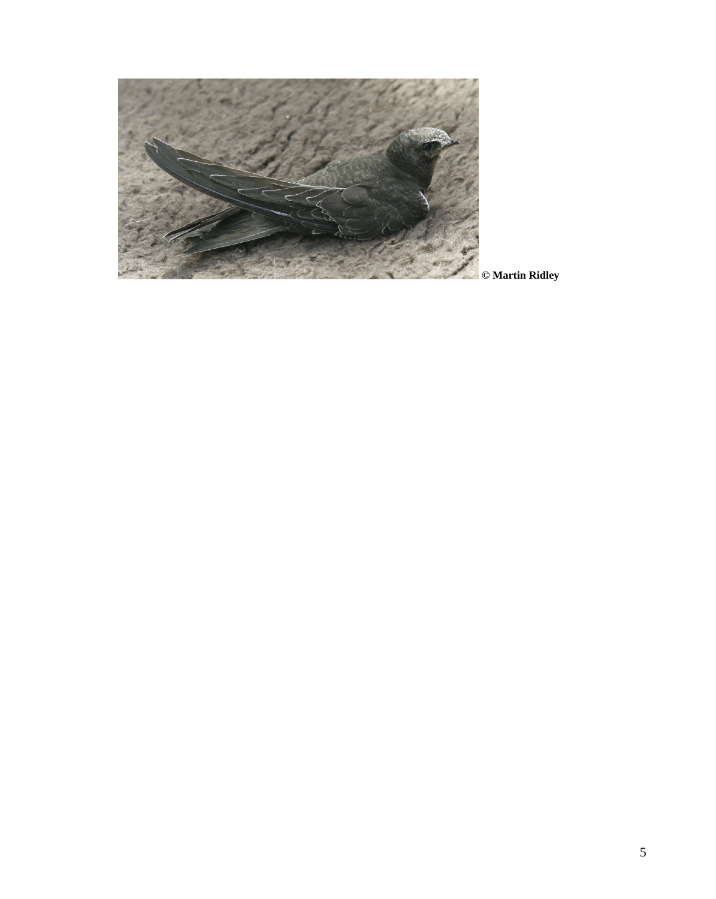© Martin Ridley